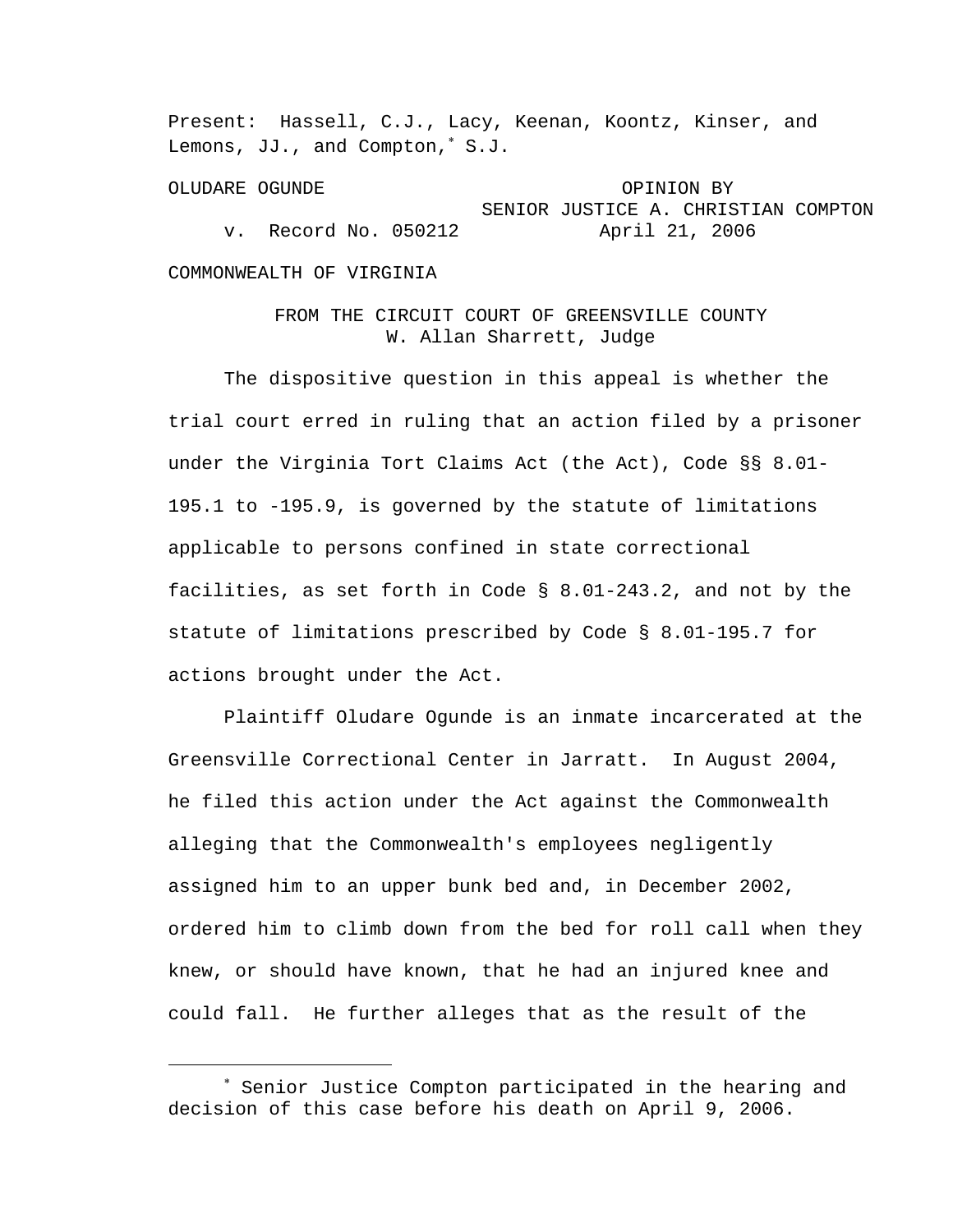Present: Hassell, C.J., Lacy, Keenan, Koontz, Kinser, and Lemons, JJ., and Compton,* S.J.

OLUDARE OGUNDE

v. Record No. 050212

COMMONWEALTH OF VIRGINIA

OPINION BY SENIOR JUSTICE A. CHRISTIAN COMPTON
April 21, 2006

FROM THE CIRCUIT COURT OF GREENSVILLE COUNTY
W. Allan Sharrett, Judge

The dispositive question in this appeal is whether the trial court erred in ruling that an action filed by a prisoner under the Virginia Tort Claims Act (the Act), Code §§ 8.01-195.1 to -195.9, is governed by the statute of limitations applicable to persons confined in state correctional facilities, as set forth in Code § 8.01-243.2, and not by the statute of limitations prescribed by Code § 8.01-195.7 for actions brought under the Act.

Plaintiff Oludare Ogunde is an inmate incarcerated at the Greensville Correctional Center in Jarratt. In August 2004, he filed this action under the Act against the Commonwealth alleging that the Commonwealth's employees negligently assigned him to an upper bunk bed and, in December 2002, ordered him to climb down from the bed for roll call when they knew, or should have known, that he had an injured knee and could fall. He further alleges that as the result of the

* Senior Justice Compton participated in the hearing and decision of this case before his death on April 9, 2006.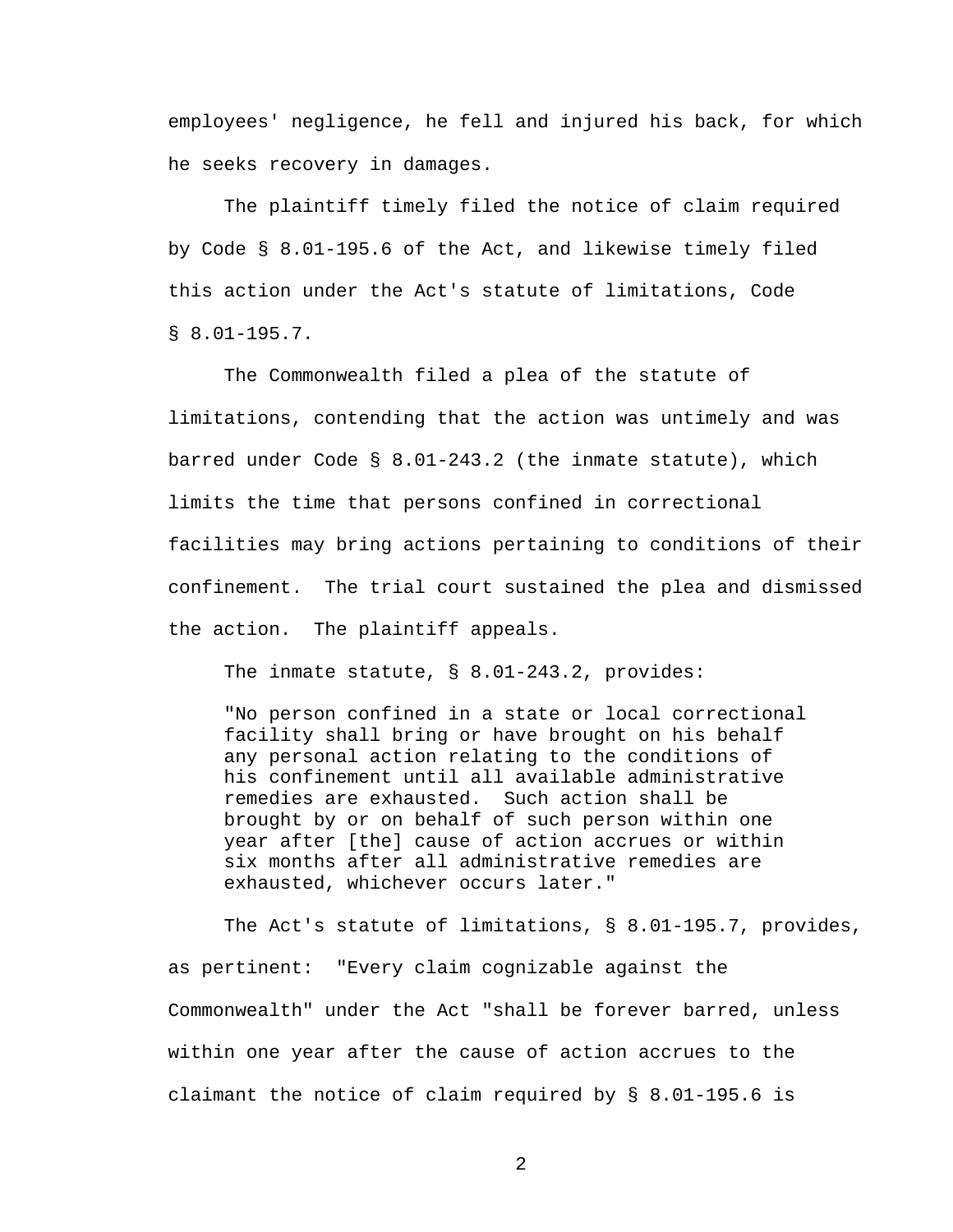employees' negligence, he fell and injured his back, for which he seeks recovery in damages.

The plaintiff timely filed the notice of claim required by Code § 8.01-195.6 of the Act, and likewise timely filed this action under the Act's statute of limitations, Code § 8.01-195.7.

The Commonwealth filed a plea of the statute of limitations, contending that the action was untimely and was barred under Code § 8.01-243.2 (the inmate statute), which limits the time that persons confined in correctional facilities may bring actions pertaining to conditions of their confinement. The trial court sustained the plea and dismissed the action. The plaintiff appeals.

The inmate statute, § 8.01-243.2, provides:

> "No person confined in a state or local correctional facility shall bring or have brought on his behalf any personal action relating to the conditions of his confinement until all available administrative remedies are exhausted. Such action shall be brought by or on behalf of such person within one year after [the] cause of action accrues or within six months after all administrative remedies are exhausted, whichever occurs later."

The Act's statute of limitations, § 8.01-195.7, provides, as pertinent: "Every claim cognizable against the Commonwealth" under the Act "shall be forever barred, unless within one year after the cause of action accrues to the claimant the notice of claim required by § 8.01-195.6 is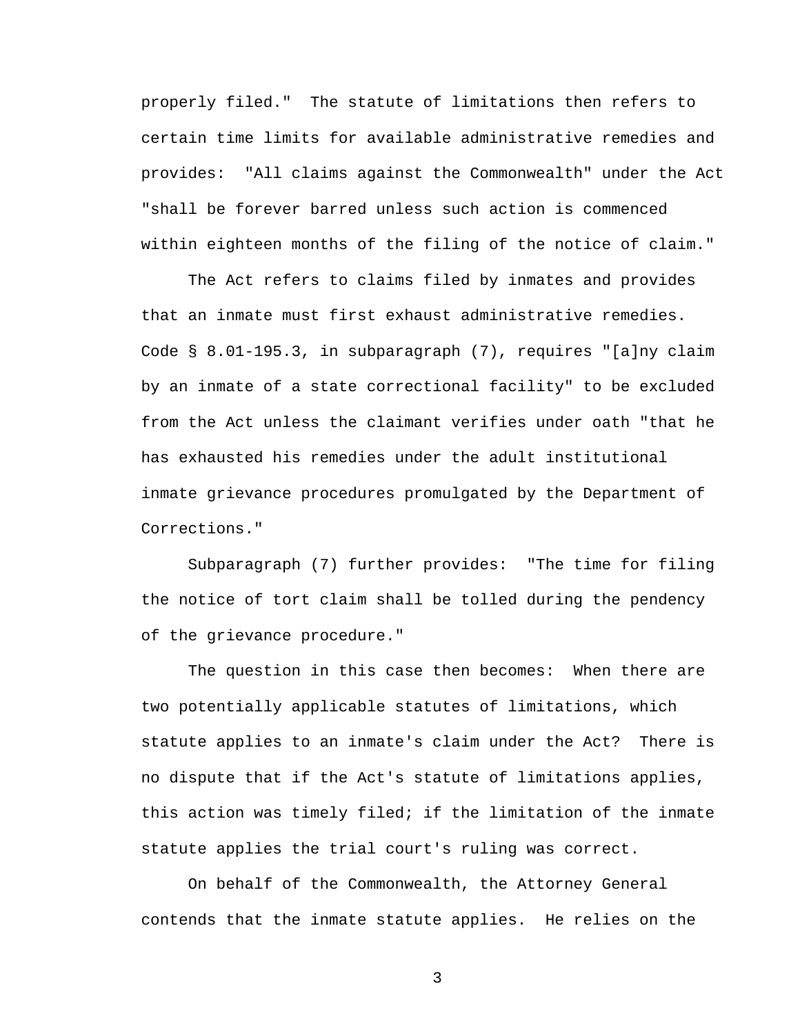properly filed." The statute of limitations then refers to certain time limits for available administrative remedies and provides: "All claims against the Commonwealth" under the Act "shall be forever barred unless such action is commenced within eighteen months of the filing of the notice of claim."

The Act refers to claims filed by inmates and provides that an inmate must first exhaust administrative remedies. Code § 8.01-195.3, in subparagraph (7), requires "[a]ny claim by an inmate of a state correctional facility" to be excluded from the Act unless the claimant verifies under oath "that he has exhausted his remedies under the adult institutional inmate grievance procedures promulgated by the Department of Corrections."

Subparagraph (7) further provides: "The time for filing the notice of tort claim shall be tolled during the pendency of the grievance procedure."

The question in this case then becomes: When there are two potentially applicable statutes of limitations, which statute applies to an inmate's claim under the Act? There is no dispute that if the Act's statute of limitations applies, this action was timely filed; if the limitation of the inmate statute applies the trial court's ruling was correct.

On behalf of the Commonwealth, the Attorney General contends that the inmate statute applies. He relies on the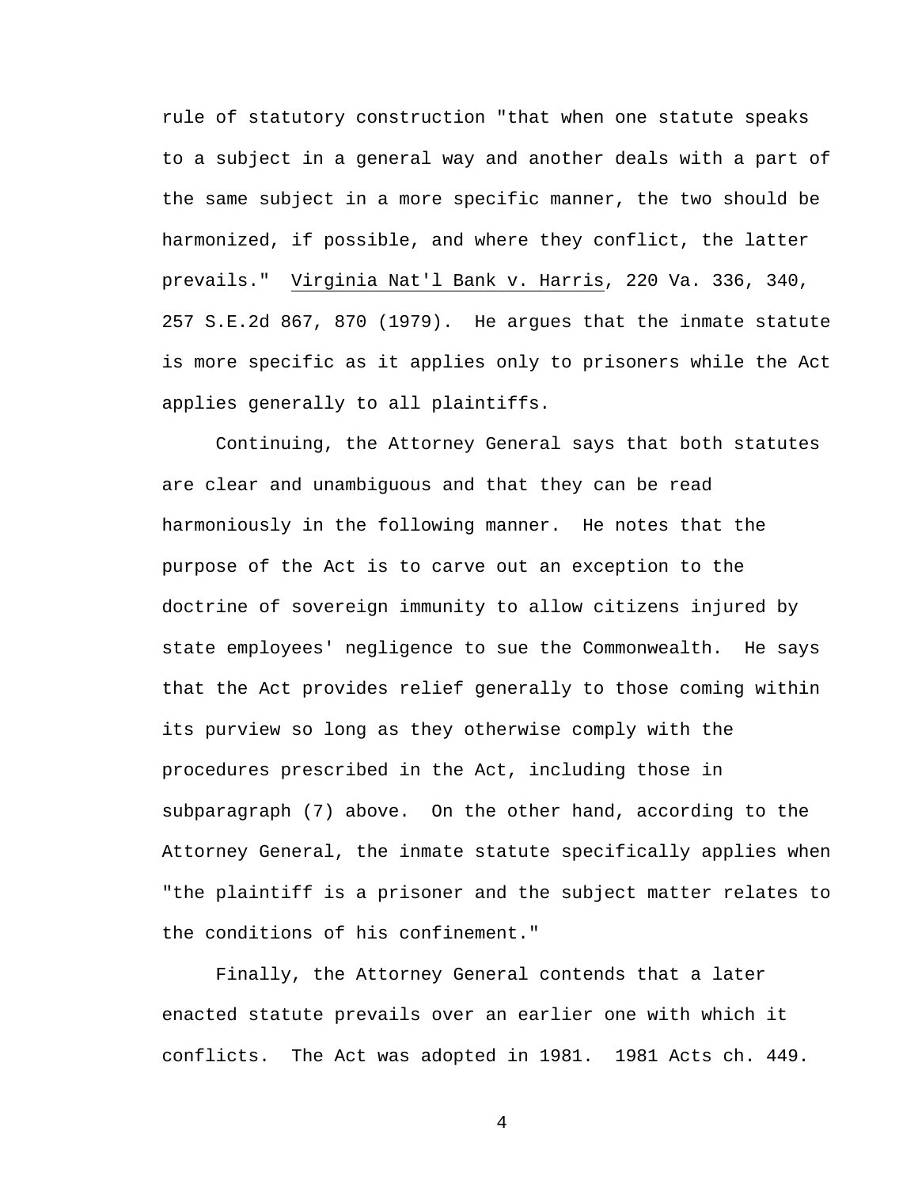rule of statutory construction "that when one statute speaks to a subject in a general way and another deals with a part of the same subject in a more specific manner, the two should be harmonized, if possible, and where they conflict, the latter prevails." Virginia Nat'l Bank v. Harris, 220 Va. 336, 340, 257 S.E.2d 867, 870 (1979). He argues that the inmate statute is more specific as it applies only to prisoners while the Act applies generally to all plaintiffs.

Continuing, the Attorney General says that both statutes are clear and unambiguous and that they can be read harmoniously in the following manner. He notes that the purpose of the Act is to carve out an exception to the doctrine of sovereign immunity to allow citizens injured by state employees' negligence to sue the Commonwealth. He says that the Act provides relief generally to those coming within its purview so long as they otherwise comply with the procedures prescribed in the Act, including those in subparagraph (7) above. On the other hand, according to the Attorney General, the inmate statute specifically applies when "the plaintiff is a prisoner and the subject matter relates to the conditions of his confinement."

Finally, the Attorney General contends that a later enacted statute prevails over an earlier one with which it conflicts. The Act was adopted in 1981. 1981 Acts ch. 449.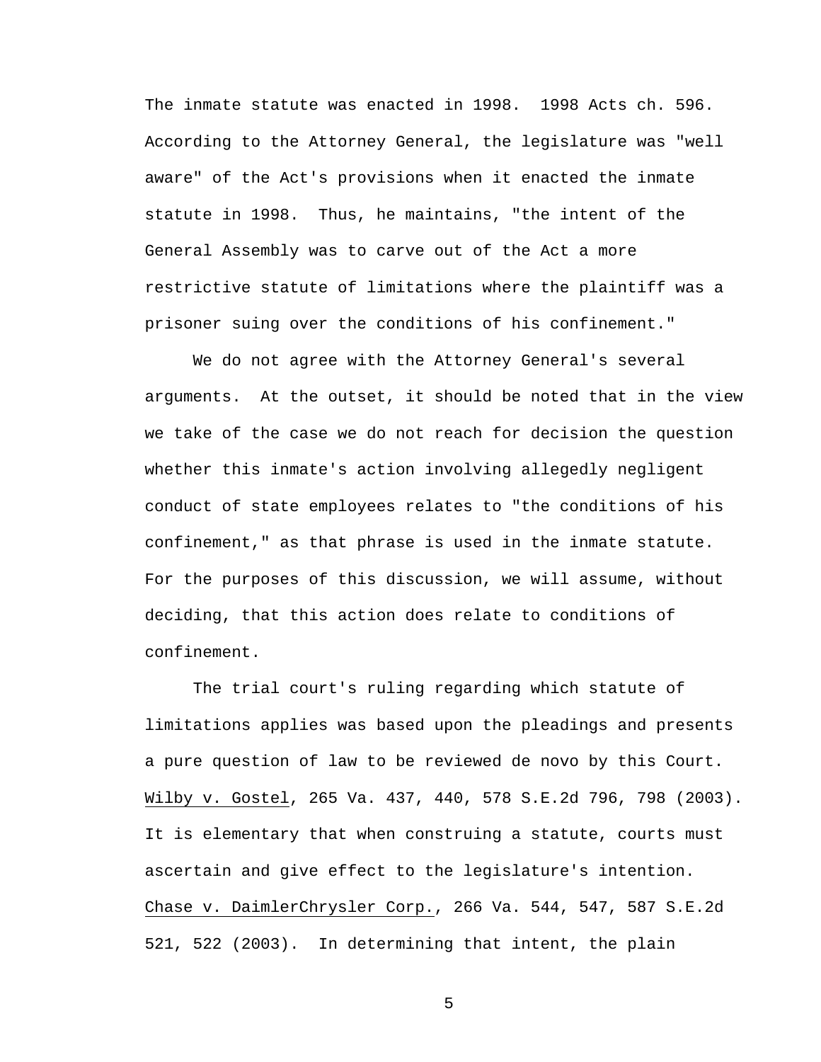The inmate statute was enacted in 1998. 1998 Acts ch. 596. According to the Attorney General, the legislature was "well aware" of the Act's provisions when it enacted the inmate statute in 1998. Thus, he maintains, "the intent of the General Assembly was to carve out of the Act a more restrictive statute of limitations where the plaintiff was a prisoner suing over the conditions of his confinement."

We do not agree with the Attorney General's several arguments. At the outset, it should be noted that in the view we take of the case we do not reach for decision the question whether this inmate's action involving allegedly negligent conduct of state employees relates to "the conditions of his confinement," as that phrase is used in the inmate statute. For the purposes of this discussion, we will assume, without deciding, that this action does relate to conditions of confinement.

The trial court's ruling regarding which statute of limitations applies was based upon the pleadings and presents a pure question of law to be reviewed de novo by this Court. Wilby v. Gostel, 265 Va. 437, 440, 578 S.E.2d 796, 798 (2003). It is elementary that when construing a statute, courts must ascertain and give effect to the legislature's intention. Chase v. DaimlerChrysler Corp., 266 Va. 544, 547, 587 S.E.2d 521, 522 (2003). In determining that intent, the plain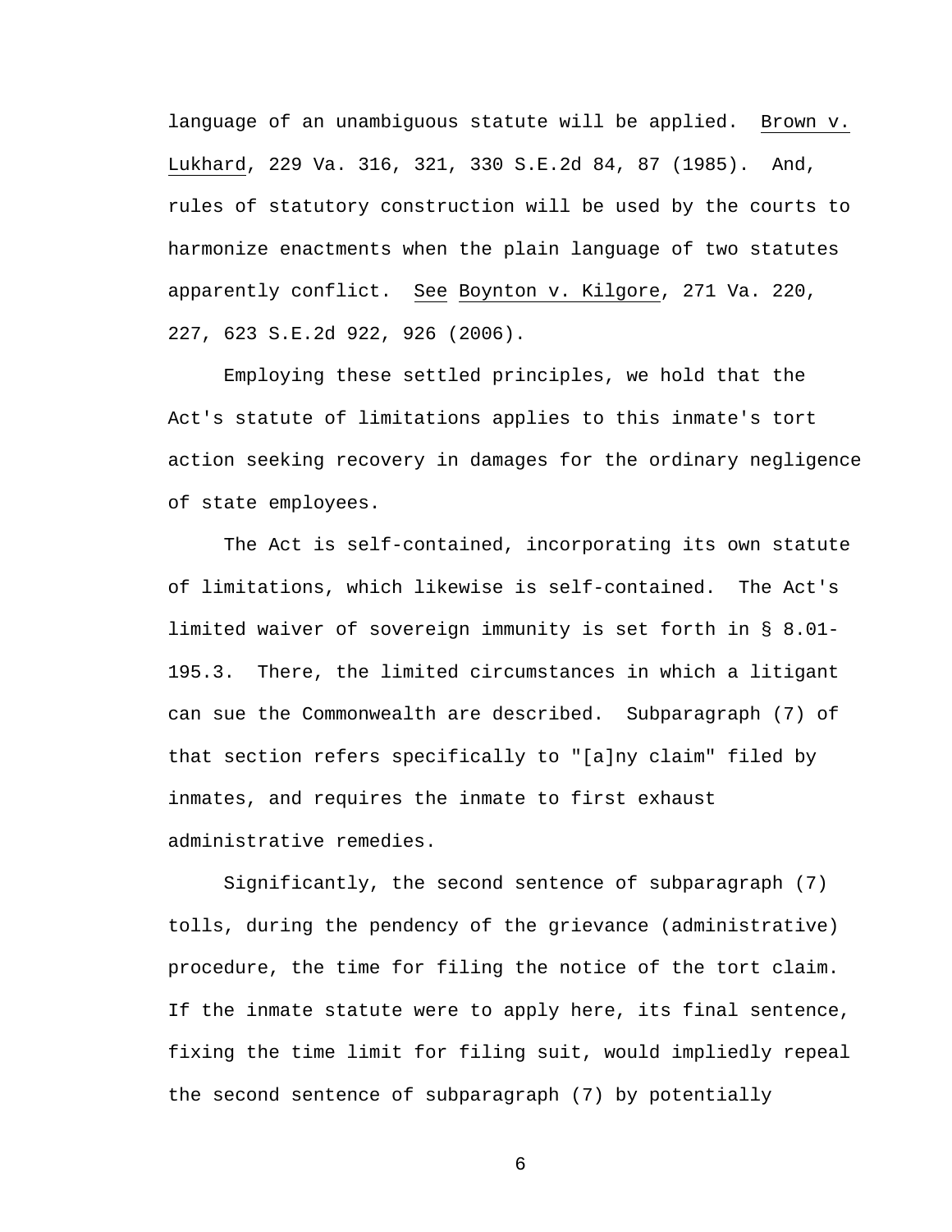language of an unambiguous statute will be applied. Brown v. Lukhard, 229 Va. 316, 321, 330 S.E.2d 84, 87 (1985). And, rules of statutory construction will be used by the courts to harmonize enactments when the plain language of two statutes apparently conflict. See Boynton v. Kilgore, 271 Va. 220, 227, 623 S.E.2d 922, 926 (2006).

Employing these settled principles, we hold that the Act's statute of limitations applies to this inmate's tort action seeking recovery in damages for the ordinary negligence of state employees.

The Act is self-contained, incorporating its own statute of limitations, which likewise is self-contained. The Act's limited waiver of sovereign immunity is set forth in § 8.01-195.3. There, the limited circumstances in which a litigant can sue the Commonwealth are described. Subparagraph (7) of that section refers specifically to "[a]ny claim" filed by inmates, and requires the inmate to first exhaust administrative remedies.

Significantly, the second sentence of subparagraph (7) tolls, during the pendency of the grievance (administrative) procedure, the time for filing the notice of the tort claim. If the inmate statute were to apply here, its final sentence, fixing the time limit for filing suit, would impliedly repeal the second sentence of subparagraph (7) by potentially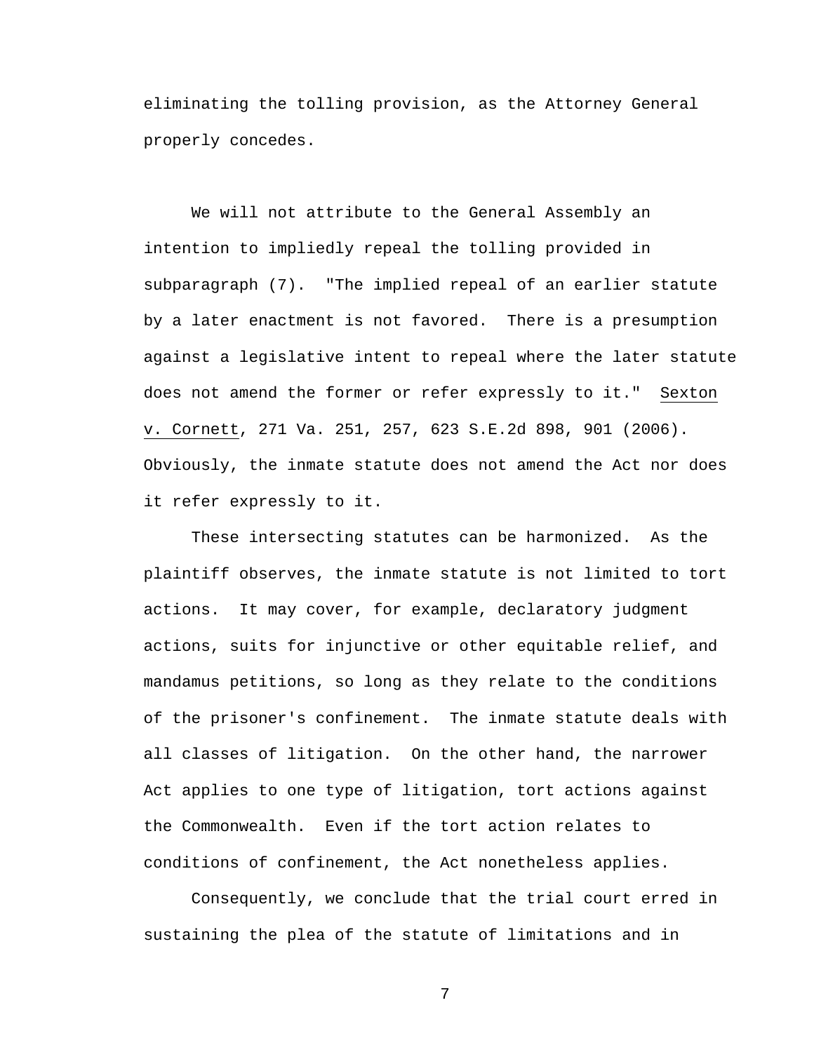eliminating the tolling provision, as the Attorney General properly concedes.

We will not attribute to the General Assembly an intention to impliedly repeal the tolling provided in subparagraph (7). "The implied repeal of an earlier statute by a later enactment is not favored. There is a presumption against a legislative intent to repeal where the later statute does not amend the former or refer expressly to it." Sexton v. Cornett, 271 Va. 251, 257, 623 S.E.2d 898, 901 (2006). Obviously, the inmate statute does not amend the Act nor does it refer expressly to it.

These intersecting statutes can be harmonized. As the plaintiff observes, the inmate statute is not limited to tort actions. It may cover, for example, declaratory judgment actions, suits for injunctive or other equitable relief, and mandamus petitions, so long as they relate to the conditions of the prisoner's confinement. The inmate statute deals with all classes of litigation. On the other hand, the narrower Act applies to one type of litigation, tort actions against the Commonwealth. Even if the tort action relates to conditions of confinement, the Act nonetheless applies.

Consequently, we conclude that the trial court erred in sustaining the plea of the statute of limitations and in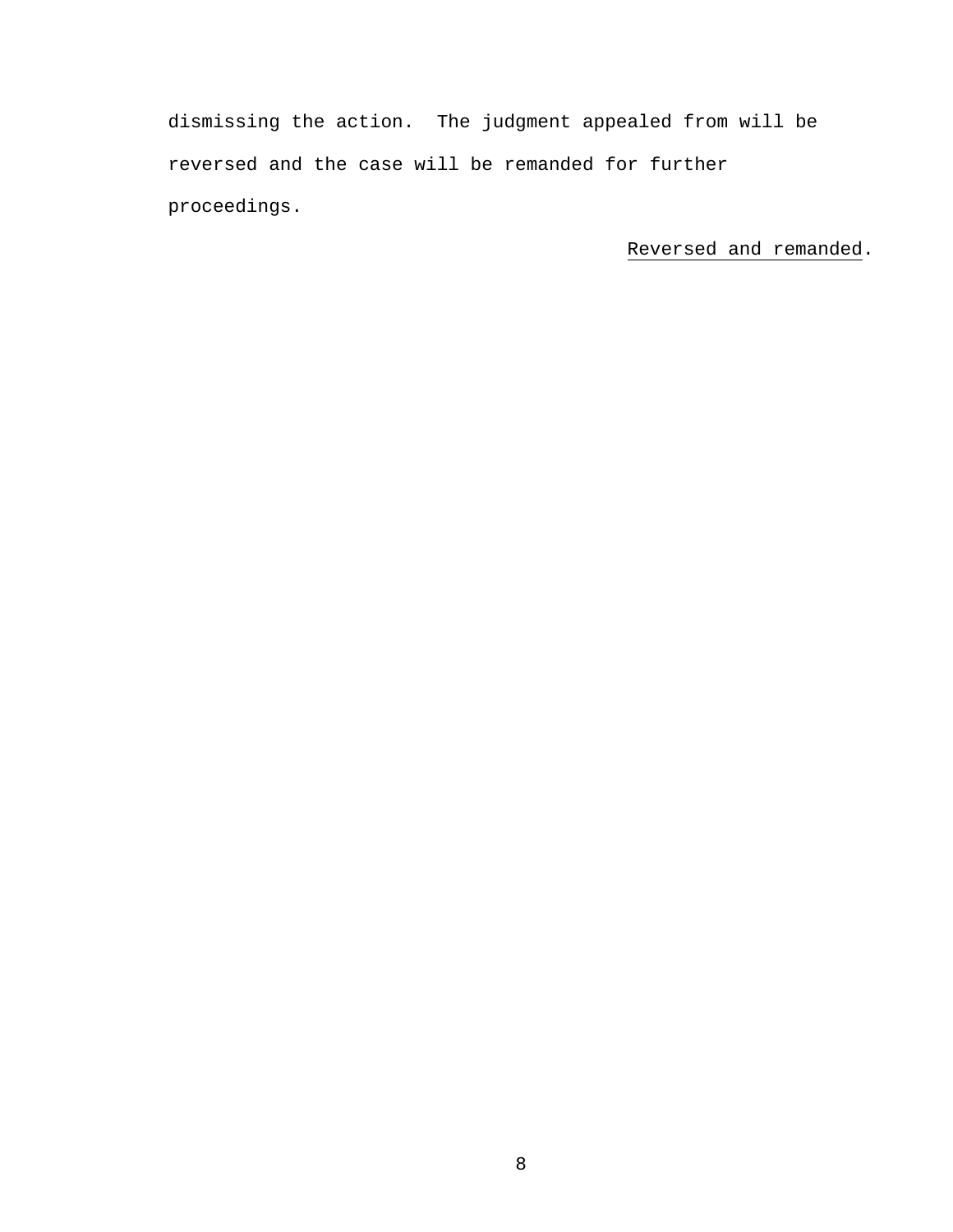dismissing the action. The judgment appealed from will be reversed and the case will be remanded for further proceedings.

<u>Reversed and remanded</u>.